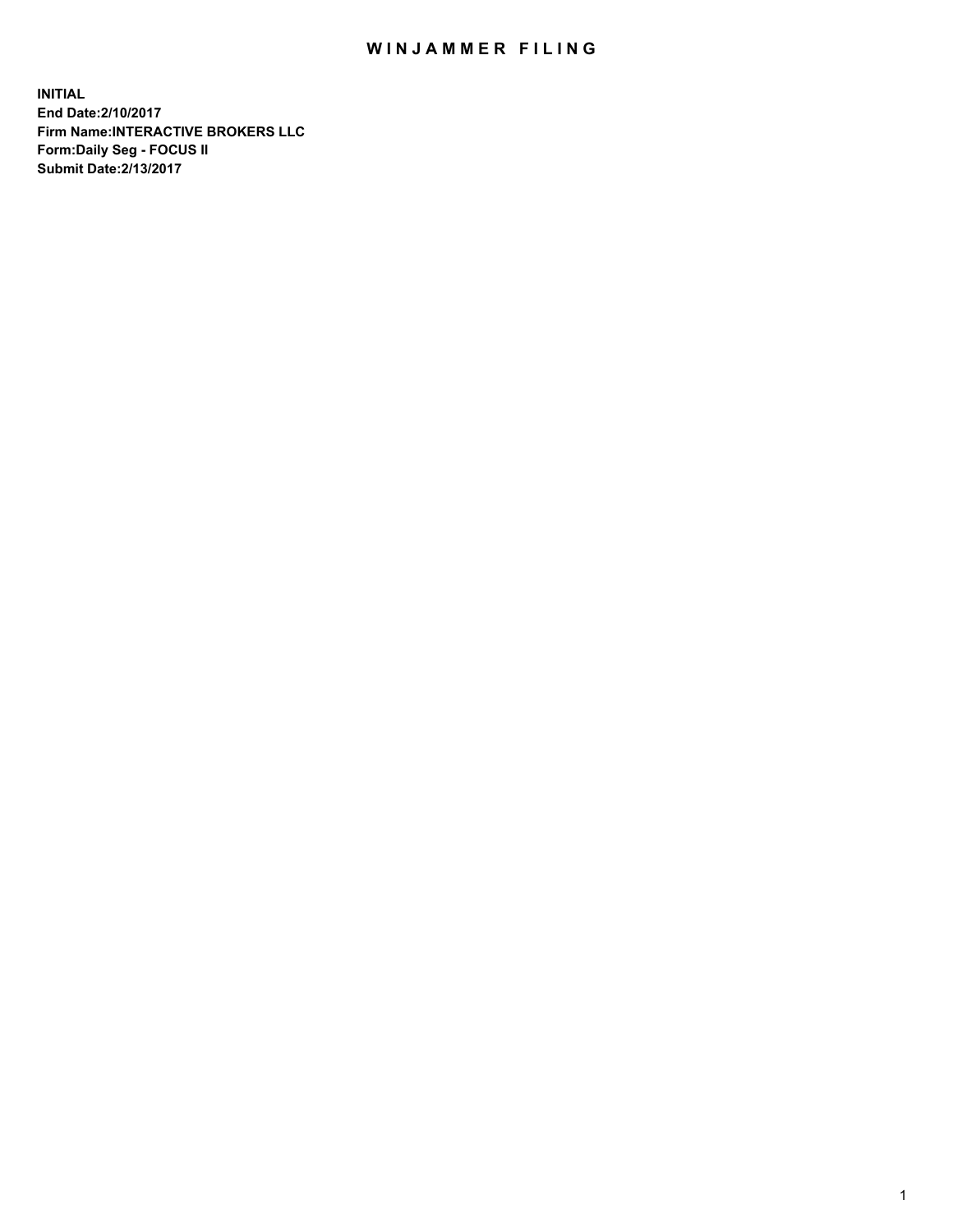# WINJAMMER FILING

**INITIAL**
**End Date:2/10/2017**
**Firm Name:INTERACTIVE BROKERS LLC**
**Form:Daily Seg - FOCUS II**
**Submit Date:2/13/2017**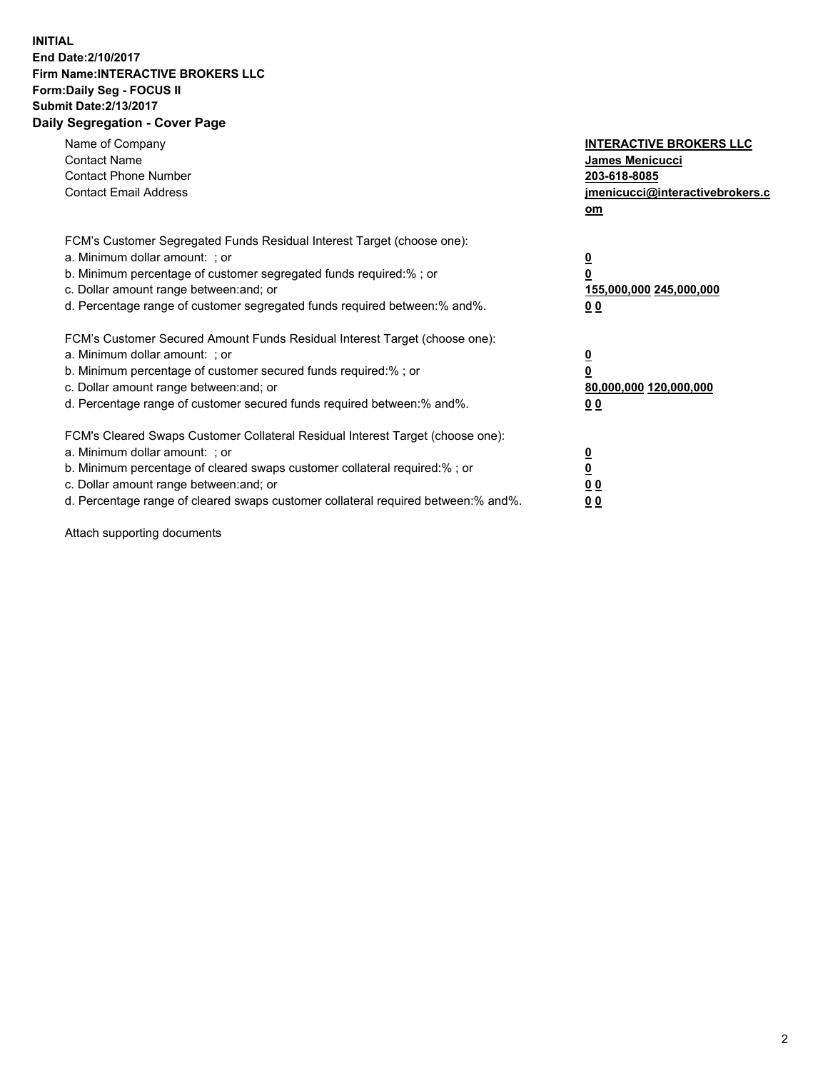**INITIAL**
**End Date:2/10/2017**
**Firm Name:INTERACTIVE BROKERS LLC**
**Form:Daily Seg - FOCUS II**
**Submit Date:2/13/2017**

## Daily Segregation - Cover Page

| | |
|---|---|
| Name of Company | **INTERACTIVE BROKERS LLC** |
| Contact Name | **James Menicucci** |
| Contact Phone Number | **203-618-8085** |
| Contact Email Address | **jmenicucci@interactivebrokers.com** |

FCM's Customer Segregated Funds Residual Interest Target (choose one):

| | |
|---|---|
| a. Minimum dollar amount: ; or | **0** |
| b. Minimum percentage of customer segregated funds required:% ; or | **0** |
| c. Dollar amount range between:and; or | **155,000,000 245,000,000** |
| d. Percentage range of customer segregated funds required between:% and%. | **0 0** |

FCM's Customer Secured Amount Funds Residual Interest Target (choose one):

| | |
|---|---|
| a. Minimum dollar amount: ; or | **0** |
| b. Minimum percentage of customer secured funds required:% ; or | **0** |
| c. Dollar amount range between:and; or | **80,000,000 120,000,000** |
| d. Percentage range of customer secured funds required between:% and%. | **0 0** |

FCM's Cleared Swaps Customer Collateral Residual Interest Target (choose one):

| | |
|---|---|
| a. Minimum dollar amount: ; or | **0** |
| b. Minimum percentage of cleared swaps customer collateral required:% ; or | **0** |
| c. Dollar amount range between:and; or | **0 0** |
| d. Percentage range of cleared swaps customer collateral required between:% and%. | **0 0** |

Attach supporting documents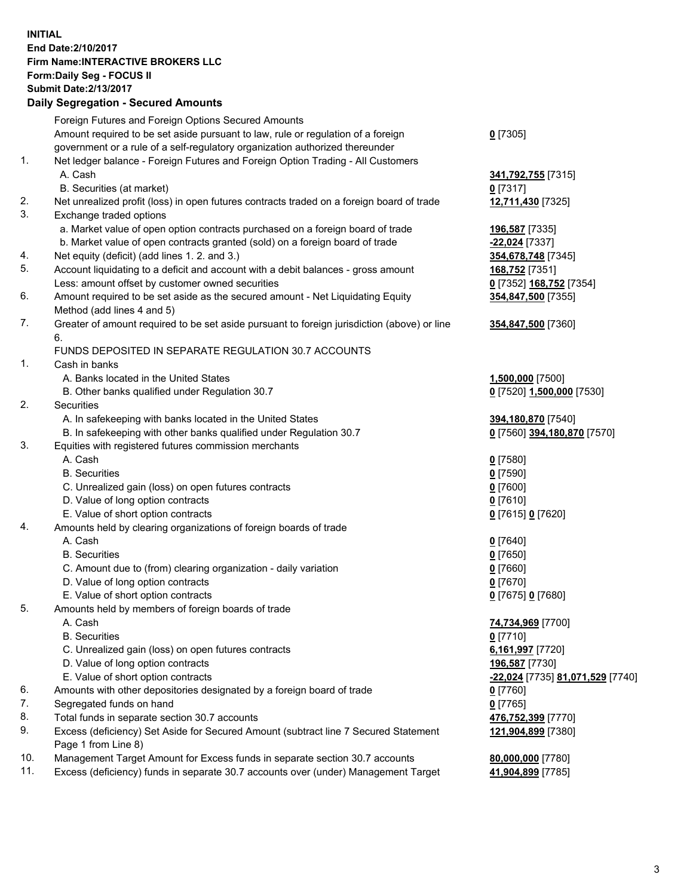**INITIAL**
**End Date:2/10/2017**
**Firm Name:INTERACTIVE BROKERS LLC**
**Form:Daily Seg - FOCUS II**
**Submit Date:2/13/2017**

**Daily Segregation - Secured Amounts**

| | | |
|---|---|---|
| | Foreign Futures and Foreign Options Secured Amounts | |
| | Amount required to be set aside pursuant to law, rule or regulation of a foreign government or a rule of a self-regulatory organization authorized thereunder | 0 [7305] |
| 1. | Net ledger balance - Foreign Futures and Foreign Option Trading - All Customers | |
| | A. Cash | 341,792,755 [7315] |
| | B. Securities (at market) | 0 [7317] |
| 2. | Net unrealized profit (loss) in open futures contracts traded on a foreign board of trade | 12,711,430 [7325] |
| 3. | Exchange traded options | |
| | a. Market value of open option contracts purchased on a foreign board of trade | 196,587 [7335] |
| | b. Market value of open contracts granted (sold) on a foreign board of trade | -22,024 [7337] |
| 4. | Net equity (deficit) (add lines 1. 2. and 3.) | 354,678,748 [7345] |
| 5. | Account liquidating to a deficit and account with a debit balances - gross amount | 168,752 [7351] |
| | Less: amount offset by customer owned securities | 0 [7352] 168,752 [7354] |
| 6. | Amount required to be set aside as the secured amount - Net Liquidating Equity Method (add lines 4 and 5) | 354,847,500 [7355] |
| 7. | Greater of amount required to be set aside pursuant to foreign jurisdiction (above) or line 6. | 354,847,500 [7360] |
| | FUNDS DEPOSITED IN SEPARATE REGULATION 30.7 ACCOUNTS | |
| 1. | Cash in banks | |
| | A. Banks located in the United States | 1,500,000 [7500] |
| | B. Other banks qualified under Regulation 30.7 | 0 [7520] 1,500,000 [7530] |
| 2. | Securities | |
| | A. In safekeeping with banks located in the United States | 394,180,870 [7540] |
| | B. In safekeeping with other banks qualified under Regulation 30.7 | 0 [7560] 394,180,870 [7570] |
| 3. | Equities with registered futures commission merchants | |
| | A. Cash | 0 [7580] |
| | B. Securities | 0 [7590] |
| | C. Unrealized gain (loss) on open futures contracts | 0 [7600] |
| | D. Value of long option contracts | 0 [7610] |
| | E. Value of short option contracts | 0 [7615] 0 [7620] |
| 4. | Amounts held by clearing organizations of foreign boards of trade | |
| | A. Cash | 0 [7640] |
| | B. Securities | 0 [7650] |
| | C. Amount due to (from) clearing organization - daily variation | 0 [7660] |
| | D. Value of long option contracts | 0 [7670] |
| | E. Value of short option contracts | 0 [7675] 0 [7680] |
| 5. | Amounts held by members of foreign boards of trade | |
| | A. Cash | 74,734,969 [7700] |
| | B. Securities | 0 [7710] |
| | C. Unrealized gain (loss) on open futures contracts | 6,161,997 [7720] |
| | D. Value of long option contracts | 196,587 [7730] |
| | E. Value of short option contracts | -22,024 [7735] 81,071,529 [7740] |
| 6. | Amounts with other depositories designated by a foreign board of trade | 0 [7760] |
| 7. | Segregated funds on hand | 0 [7765] |
| 8. | Total funds in separate section 30.7 accounts | 476,752,399 [7770] |
| 9. | Excess (deficiency) Set Aside for Secured Amount (subtract line 7 Secured Statement Page 1 from Line 8) | 121,904,899 [7380] |
| 10. | Management Target Amount for Excess funds in separate section 30.7 accounts | 80,000,000 [7780] |
| 11. | Excess (deficiency) funds in separate 30.7 accounts over (under) Management Target | 41,904,899 [7785] |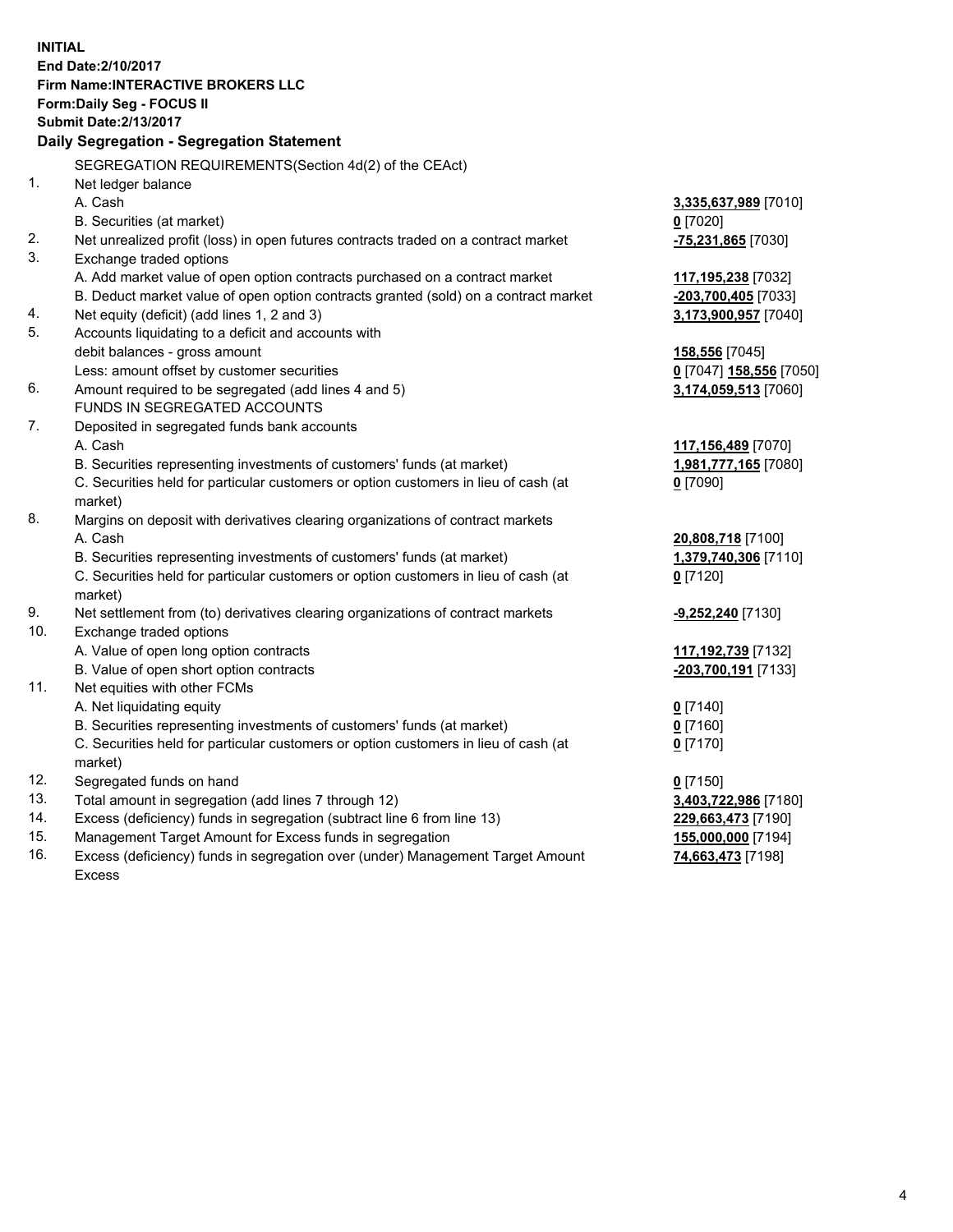**INITIAL**
**End Date:2/10/2017**
**Firm Name:INTERACTIVE BROKERS LLC**
**Form:Daily Seg - FOCUS II**
**Submit Date:2/13/2017**

## Daily Segregation - Segregation Statement

| | | |
|---|---|---|
| | SEGREGATION REQUIREMENTS(Section 4d(2) of the CEAct) | |
| 1. | Net ledger balance | |
| | A. Cash | 3,335,637,989 [7010] |
| | B. Securities (at market) | 0 [7020] |
| 2. | Net unrealized profit (loss) in open futures contracts traded on a contract market | -75,231,865 [7030] |
| 3. | Exchange traded options | |
| | A. Add market value of open option contracts purchased on a contract market | 117,195,238 [7032] |
| | B. Deduct market value of open option contracts granted (sold) on a contract market | -203,700,405 [7033] |
| 4. | Net equity (deficit) (add lines 1, 2 and 3) | 3,173,900,957 [7040] |
| 5. | Accounts liquidating to a deficit and accounts with debit balances - gross amount | 158,556 [7045] |
| | Less: amount offset by customer securities | 0 [7047] 158,556 [7050] |
| 6. | Amount required to be segregated (add lines 4 and 5) | 3,174,059,513 [7060] |
| | FUNDS IN SEGREGATED ACCOUNTS | |
| 7. | Deposited in segregated funds bank accounts | |
| | A. Cash | 117,156,489 [7070] |
| | B. Securities representing investments of customers' funds (at market) | 1,981,777,165 [7080] |
| | C. Securities held for particular customers or option customers in lieu of cash (at market) | 0 [7090] |
| 8. | Margins on deposit with derivatives clearing organizations of contract markets | |
| | A. Cash | 20,808,718 [7100] |
| | B. Securities representing investments of customers' funds (at market) | 1,379,740,306 [7110] |
| | C. Securities held for particular customers or option customers in lieu of cash (at market) | 0 [7120] |
| 9. | Net settlement from (to) derivatives clearing organizations of contract markets | -9,252,240 [7130] |
| 10. | Exchange traded options | |
| | A. Value of open long option contracts | 117,192,739 [7132] |
| | B. Value of open short option contracts | -203,700,191 [7133] |
| 11. | Net equities with other FCMs | |
| | A. Net liquidating equity | 0 [7140] |
| | B. Securities representing investments of customers' funds (at market) | 0 [7160] |
| | C. Securities held for particular customers or option customers in lieu of cash (at market) | 0 [7170] |
| 12. | Segregated funds on hand | 0 [7150] |
| 13. | Total amount in segregation (add lines 7 through 12) | 3,403,722,986 [7180] |
| 14. | Excess (deficiency) funds in segregation (subtract line 6 from line 13) | 229,663,473 [7190] |
| 15. | Management Target Amount for Excess funds in segregation | 155,000,000 [7194] |
| 16. | Excess (deficiency) funds in segregation over (under) Management Target Amount Excess | 74,663,473 [7198] |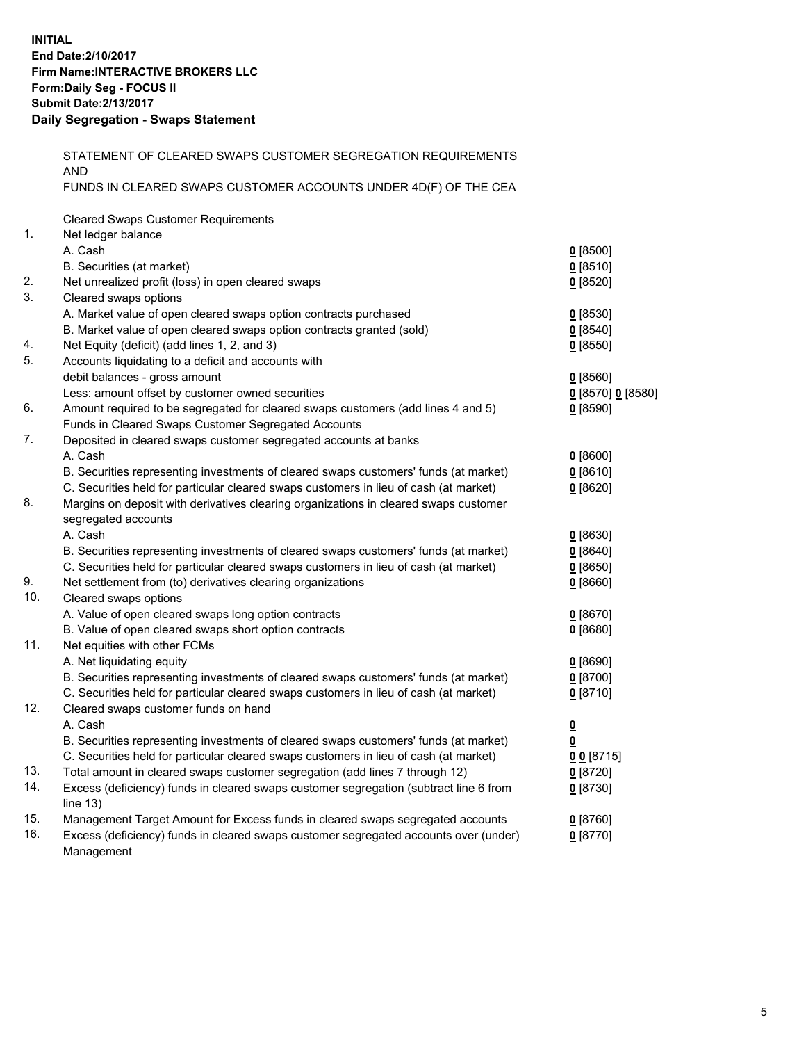**INITIAL**
**End Date:2/10/2017**
**Firm Name:INTERACTIVE BROKERS LLC**
**Form:Daily Seg - FOCUS II**
**Submit Date:2/13/2017**
**Daily Segregation - Swaps Statement**

STATEMENT OF CLEARED SWAPS CUSTOMER SEGREGATION REQUIREMENTS AND FUNDS IN CLEARED SWAPS CUSTOMER ACCOUNTS UNDER 4D(F) OF THE CEA

| | | |
|---|---|---|
| | Cleared Swaps Customer Requirements | |
| 1. | Net ledger balance | |
| | A. Cash | 0 [8500] |
| | B. Securities (at market) | 0 [8510] |
| 2. | Net unrealized profit (loss) in open cleared swaps | 0 [8520] |
| 3. | Cleared swaps options | |
| | A. Market value of open cleared swaps option contracts purchased | 0 [8530] |
| | B. Market value of open cleared swaps option contracts granted (sold) | 0 [8540] |
| 4. | Net Equity (deficit) (add lines 1, 2, and 3) | 0 [8550] |
| 5. | Accounts liquidating to a deficit and accounts with debit balances - gross amount | 0 [8560] |
| | Less: amount offset by customer owned securities | 0 [8570] 0 [8580] |
| 6. | Amount required to be segregated for cleared swaps customers (add lines 4 and 5) | 0 [8590] |
| | Funds in Cleared Swaps Customer Segregated Accounts | |
| 7. | Deposited in cleared swaps customer segregated accounts at banks | |
| | A. Cash | 0 [8600] |
| | B. Securities representing investments of cleared swaps customers' funds (at market) | 0 [8610] |
| | C. Securities held for particular cleared swaps customers in lieu of cash (at market) | 0 [8620] |
| 8. | Margins on deposit with derivatives clearing organizations in cleared swaps customer segregated accounts | |
| | A. Cash | 0 [8630] |
| | B. Securities representing investments of cleared swaps customers' funds (at market) | 0 [8640] |
| | C. Securities held for particular cleared swaps customers in lieu of cash (at market) | 0 [8650] |
| 9. | Net settlement from (to) derivatives clearing organizations | 0 [8660] |
| 10. | Cleared swaps options | |
| | A. Value of open cleared swaps long option contracts | 0 [8670] |
| | B. Value of open cleared swaps short option contracts | 0 [8680] |
| 11. | Net equities with other FCMs | |
| | A. Net liquidating equity | 0 [8690] |
| | B. Securities representing investments of cleared swaps customers' funds (at market) | 0 [8700] |
| | C. Securities held for particular cleared swaps customers in lieu of cash (at market) | 0 [8710] |
| 12. | Cleared swaps customer funds on hand | |
| | A. Cash | 0 |
| | B. Securities representing investments of cleared swaps customers' funds (at market) | 0 |
| | C. Securities held for particular cleared swaps customers in lieu of cash (at market) | 0 0 [8715] |
| 13. | Total amount in cleared swaps customer segregation (add lines 7 through 12) | 0 [8720] |
| 14. | Excess (deficiency) funds in cleared swaps customer segregation (subtract line 6 from line 13) | 0 [8730] |
| 15. | Management Target Amount for Excess funds in cleared swaps segregated accounts | 0 [8760] |
| 16. | Excess (deficiency) funds in cleared swaps customer segregated accounts over (under) Management | 0 [8770] |